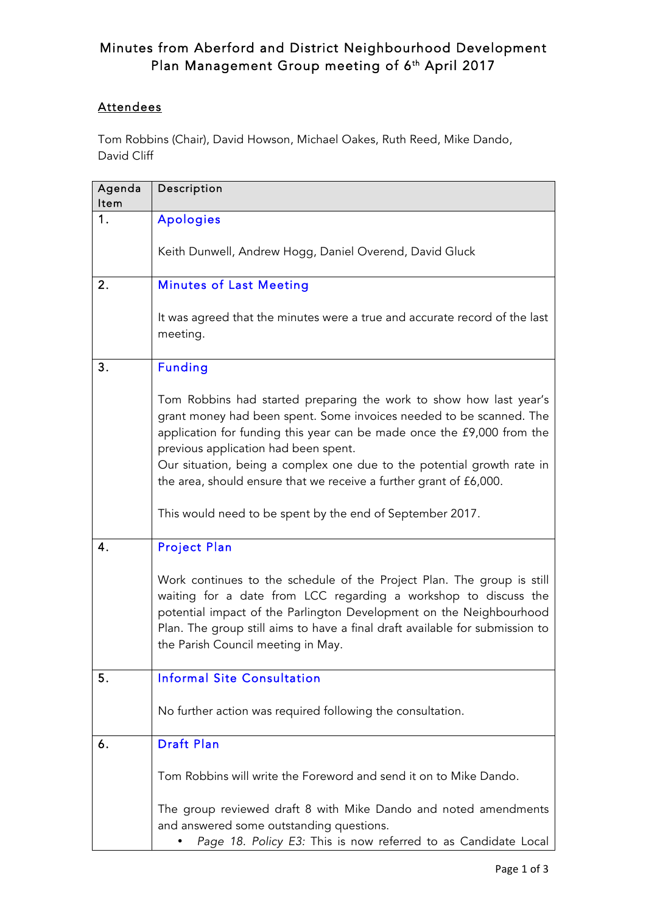# Minutes from Aberford and District Neighbourhood Development Plan Management Group meeting of 6th April 2017

## Attendees

Tom Robbins (Chair), David Howson, Michael Oakes, Ruth Reed, Mike Dando, David Cliff

| Agenda Item | Description |
|---|---|
| 1. | **Apologies**<br><br>Keith Dunwell, Andrew Hogg, Daniel Overend, David Gluck |
| 2. | **Minutes of Last Meeting**<br><br>It was agreed that the minutes were a true and accurate record of the last meeting. |
| 3. | **Funding**<br><br>Tom Robbins had started preparing the work to show how last year's grant money had been spent. Some invoices needed to be scanned. The application for funding this year can be made once the £9,000 from the previous application had been spent.<br>Our situation, being a complex one due to the potential growth rate in the area, should ensure that we receive a further grant of £6,000.<br><br>This would need to be spent by the end of September 2017. |
| 4. | **Project Plan**<br><br>Work continues to the schedule of the Project Plan. The group is still waiting for a date from LCC regarding a workshop to discuss the potential impact of the Parlington Development on the Neighbourhood Plan. The group still aims to have a final draft available for submission to the Parish Council meeting in May. |
| 5. | **Informal Site Consultation**<br><br>No further action was required following the consultation. |
| 6. | **Draft Plan**<br><br>Tom Robbins will write the Foreword and send it on to Mike Dando.<br><br>The group reviewed draft 8 with Mike Dando and noted amendments and answered some outstanding questions.<br>• *Page 18. Policy E3:* This is now referred to as Candidate Local |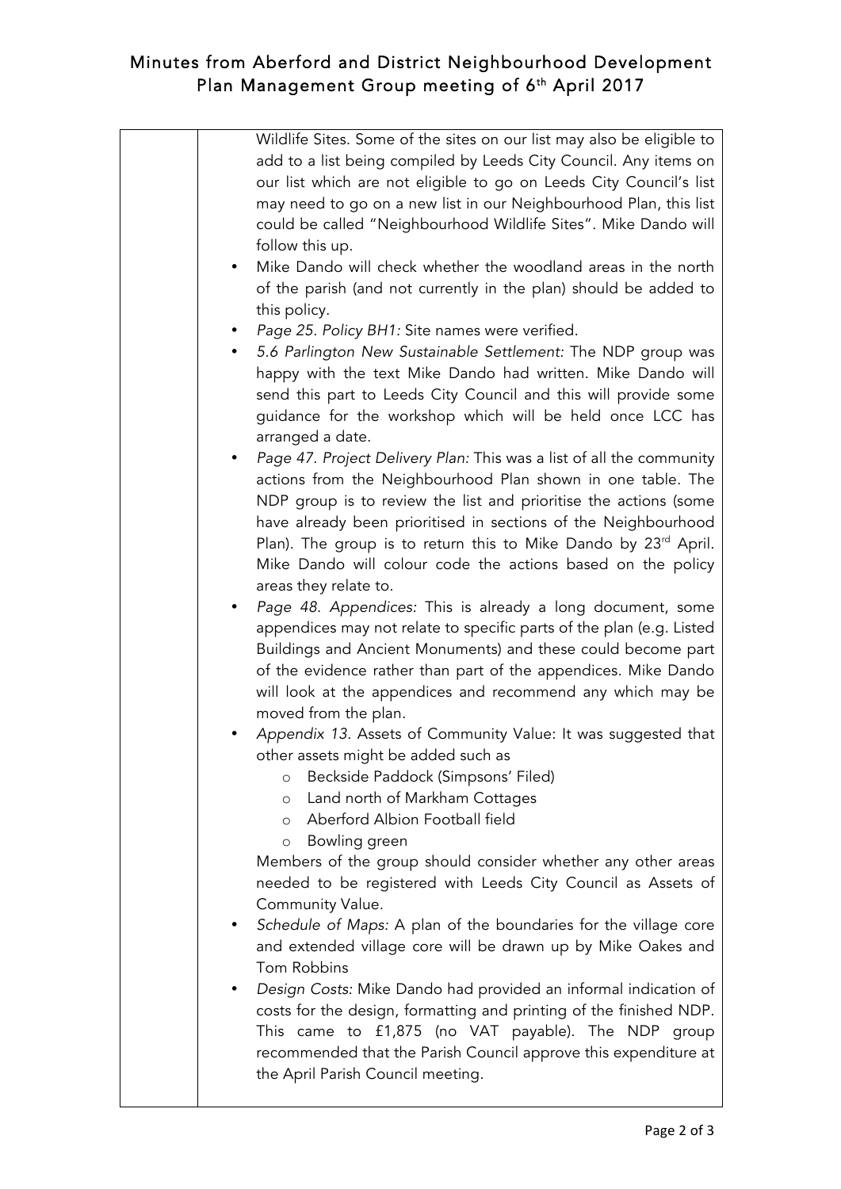Wildlife Sites. Some of the sites on our list may also be eligible to add to a list being compiled by Leeds City Council. Any items on our list which are not eligible to go on Leeds City Council's list may need to go on a new list in our Neighbourhood Plan, this list could be called "Neighbourhood Wildlife Sites". Mike Dando will follow this up.

- Mike Dando will check whether the woodland areas in the north of the parish (and not currently in the plan) should be added to this policy.
- *Page 25. Policy BH1:* Site names were verified.
- *5.6 Parlington New Sustainable Settlement:* The NDP group was happy with the text Mike Dando had written. Mike Dando will send this part to Leeds City Council and this will provide some guidance for the workshop which will be held once LCC has arranged a date.
- *Page 47. Project Delivery Plan:* This was a list of all the community actions from the Neighbourhood Plan shown in one table. The NDP group is to review the list and prioritise the actions (some have already been prioritised in sections of the Neighbourhood Plan). The group is to return this to Mike Dando by 23rd April. Mike Dando will colour code the actions based on the policy areas they relate to.
- *Page 48. Appendices:* This is already a long document, some appendices may not relate to specific parts of the plan (e.g. Listed Buildings and Ancient Monuments) and these could become part of the evidence rather than part of the appendices. Mike Dando will look at the appendices and recommend any which may be moved from the plan.
- *Appendix 13.* Assets of Community Value: It was suggested that other assets might be added such as
  - Beckside Paddock (Simpsons' Filed)
  - Land north of Markham Cottages
  - Aberford Albion Football field
  - Bowling green

  Members of the group should consider whether any other areas needed to be registered with Leeds City Council as Assets of Community Value.
- *Schedule of Maps:* A plan of the boundaries for the village core and extended village core will be drawn up by Mike Oakes and Tom Robbins
- *Design Costs:* Mike Dando had provided an informal indication of costs for the design, formatting and printing of the finished NDP. This came to £1,875 (no VAT payable). The NDP group recommended that the Parish Council approve this expenditure at the April Parish Council meeting.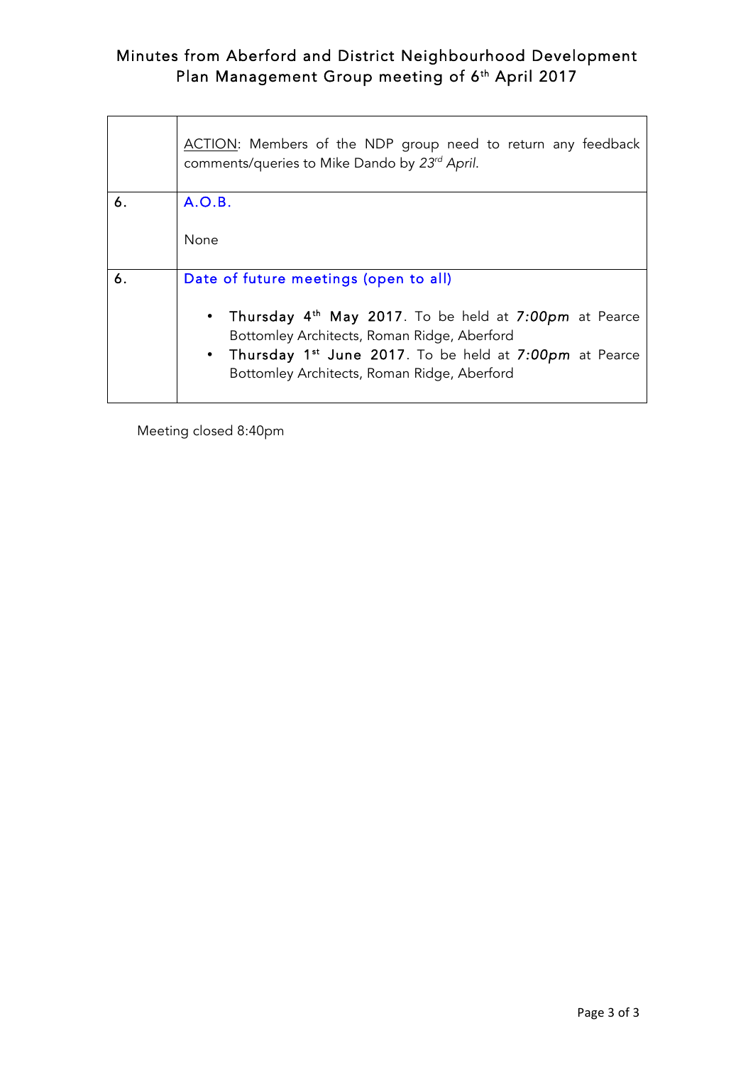# Minutes from Aberford and District Neighbourhood Development Plan Management Group meeting of 6th April 2017

| | |
|---|---|
| | ACTION: Members of the NDP group need to return any feedback comments/queries to Mike Dando by *23rd April*. |
| 6. | A.O.B.<br><br>None |
| 6. | Date of future meetings (open to all)<br><br>• **Thursday 4th May 2017**. To be held at ***7:00pm*** at Pearce Bottomley Architects, Roman Ridge, Aberford<br>• **Thursday 1st June 2017**. To be held at ***7:00pm*** at Pearce Bottomley Architects, Roman Ridge, Aberford |

Meeting closed 8:40pm